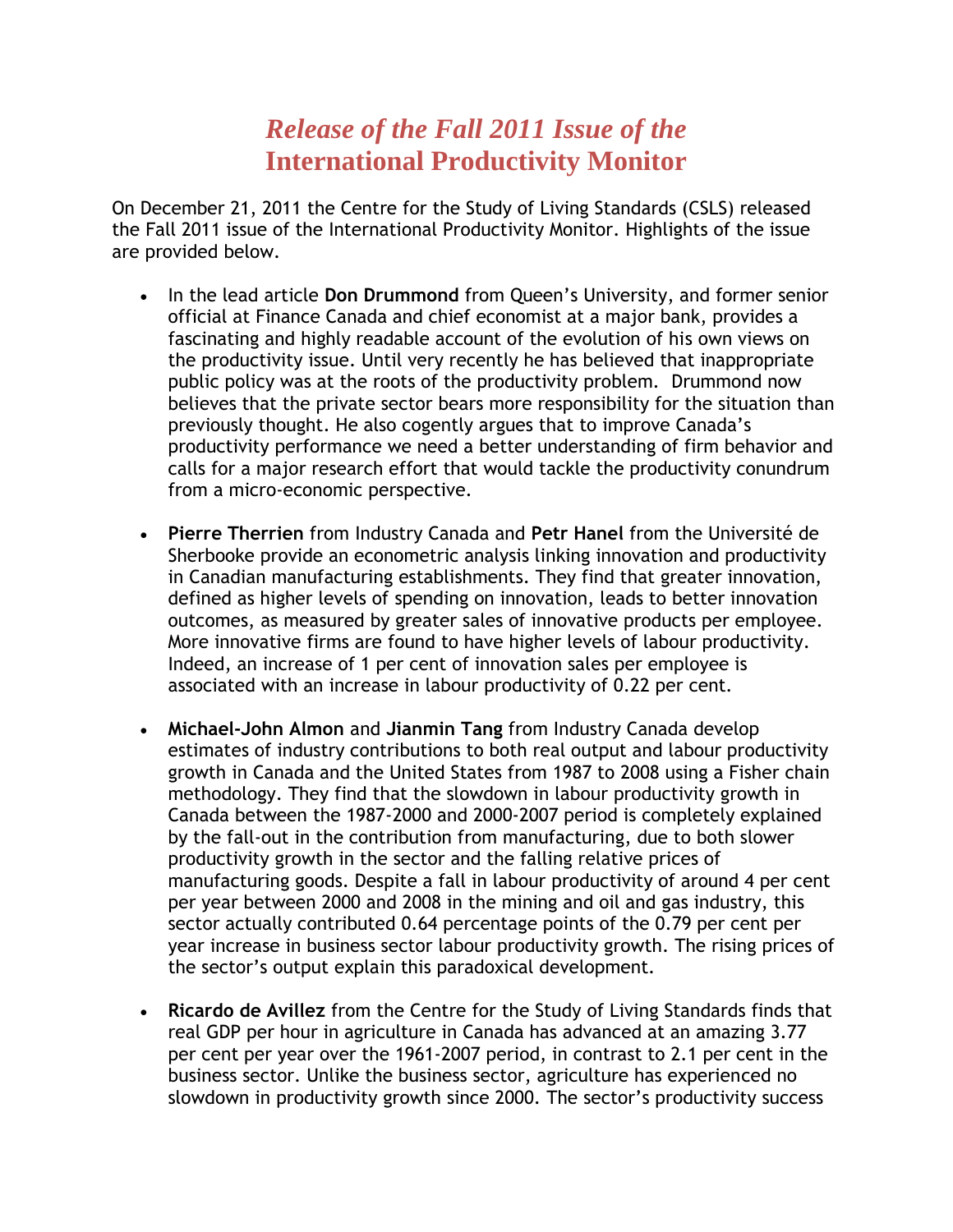# *Release of the Fall 2011 Issue of the* International Productivity Monitor

On December 21, 2011 the Centre for the Study of Living Standards (CSLS) released the Fall 2011 issue of the International Productivity Monitor. Highlights of the issue are provided below.

- In the lead article **Don Drummond** from Queen's University, and former senior official at Finance Canada and chief economist at a major bank, provides a fascinating and highly readable account of the evolution of his own views on the productivity issue. Until very recently he has believed that inappropriate public policy was at the roots of the productivity problem. Drummond now believes that the private sector bears more responsibility for the situation than previously thought. He also cogently argues that to improve Canada's productivity performance we need a better understanding of firm behavior and calls for a major research effort that would tackle the productivity conundrum from a micro-economic perspective.

- **Pierre Therrien** from Industry Canada and **Petr Hanel** from the Université de Sherbooke provide an econometric analysis linking innovation and productivity in Canadian manufacturing establishments. They find that greater innovation, defined as higher levels of spending on innovation, leads to better innovation outcomes, as measured by greater sales of innovative products per employee. More innovative firms are found to have higher levels of labour productivity. Indeed, an increase of 1 per cent of innovation sales per employee is associated with an increase in labour productivity of 0.22 per cent.

- **Michael-John Almon** and **Jianmin Tang** from Industry Canada develop estimates of industry contributions to both real output and labour productivity growth in Canada and the United States from 1987 to 2008 using a Fisher chain methodology. They find that the slowdown in labour productivity growth in Canada between the 1987-2000 and 2000-2007 period is completely explained by the fall-out in the contribution from manufacturing, due to both slower productivity growth in the sector and the falling relative prices of manufacturing goods. Despite a fall in labour productivity of around 4 per cent per year between 2000 and 2008 in the mining and oil and gas industry, this sector actually contributed 0.64 percentage points of the 0.79 per cent per year increase in business sector labour productivity growth. The rising prices of the sector's output explain this paradoxical development.

- **Ricardo de Avillez** from the Centre for the Study of Living Standards finds that real GDP per hour in agriculture in Canada has advanced at an amazing 3.77 per cent per year over the 1961-2007 period, in contrast to 2.1 per cent in the business sector. Unlike the business sector, agriculture has experienced no slowdown in productivity growth since 2000. The sector's productivity success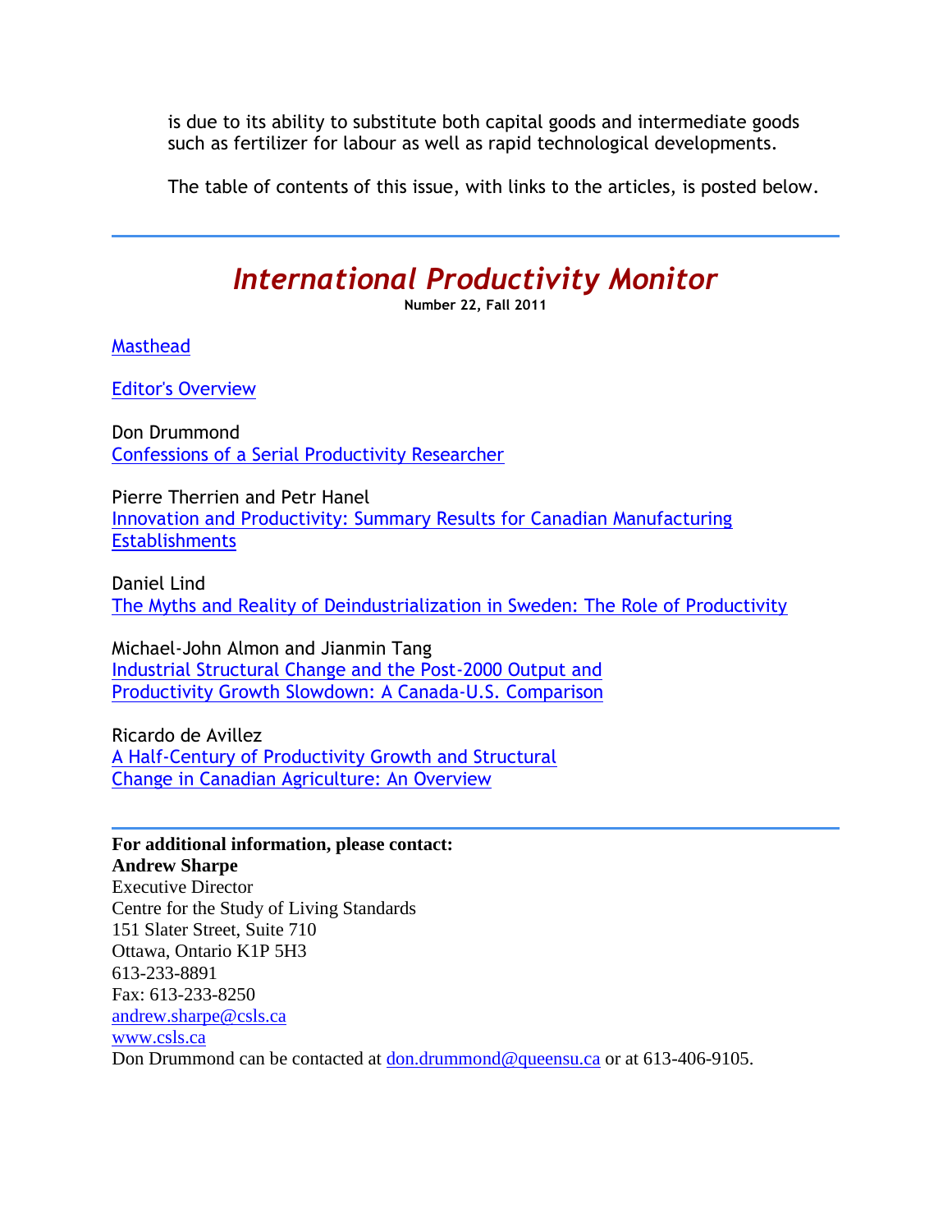is due to its ability to substitute both capital goods and intermediate goods such as fertilizer for labour as well as rapid technological developments.

The table of contents of this issue, with links to the articles, is posted below.

---

# *International Productivity Monitor*

**Number 22, Fall 2011**

[Masthead]

[Editor's Overview]

Don Drummond
[Confessions of a Serial Productivity Researcher]

Pierre Therrien and Petr Hanel
[Innovation and Productivity: Summary Results for Canadian Manufacturing Establishments]

Daniel Lind
[The Myths and Reality of Deindustrialization in Sweden: The Role of Productivity]

Michael-John Almon and Jianmin Tang
[Industrial Structural Change and the Post-2000 Output and Productivity Growth Slowdown: A Canada-U.S. Comparison]

Ricardo de Avillez
[A Half-Century of Productivity Growth and Structural Change in Canadian Agriculture: An Overview]

---

**For additional information, please contact:**
**Andrew Sharpe**
Executive Director
Centre for the Study of Living Standards
151 Slater Street, Suite 710
Ottawa, Ontario K1P 5H3
613-233-8891
Fax: 613-233-8250
andrew.sharpe@csls.ca
www.csls.ca
Don Drummond can be contacted at don.drummond@queensu.ca or at 613-406-9105.